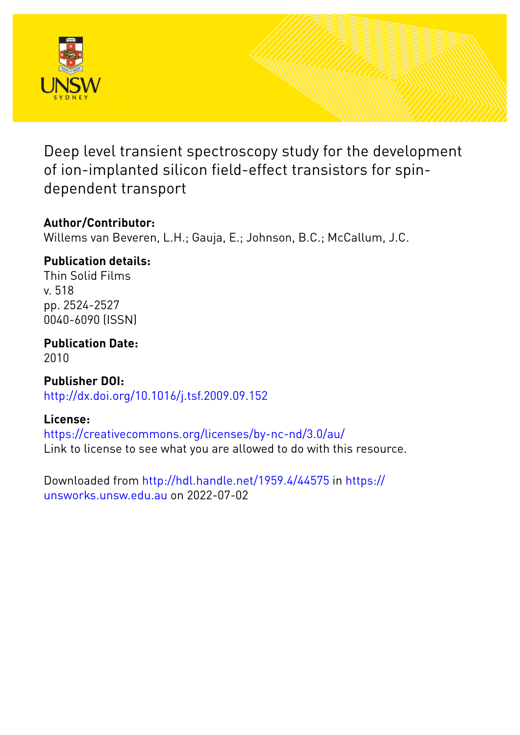# Deep level transient spectroscopy study for the development of ion-implanted silicon field-effect transistors for spin-dependent transport

## Author/Contributor:

Willems van Beveren, L.H.; Gauja, E.; Johnson, B.C.; McCallum, J.C.

## Publication details:

Thin Solid Films
v. 518
pp. 2524-2527
0040-6090 (ISSN)

## Publication Date:

2010

## Publisher DOI:

http://dx.doi.org/10.1016/j.tsf.2009.09.152

## License:

https://creativecommons.org/licenses/by-nc-nd/3.0/au/
Link to license to see what you are allowed to do with this resource.

Downloaded from http://hdl.handle.net/1959.4/44575 in https://unsworks.unsw.edu.au on 2022-07-02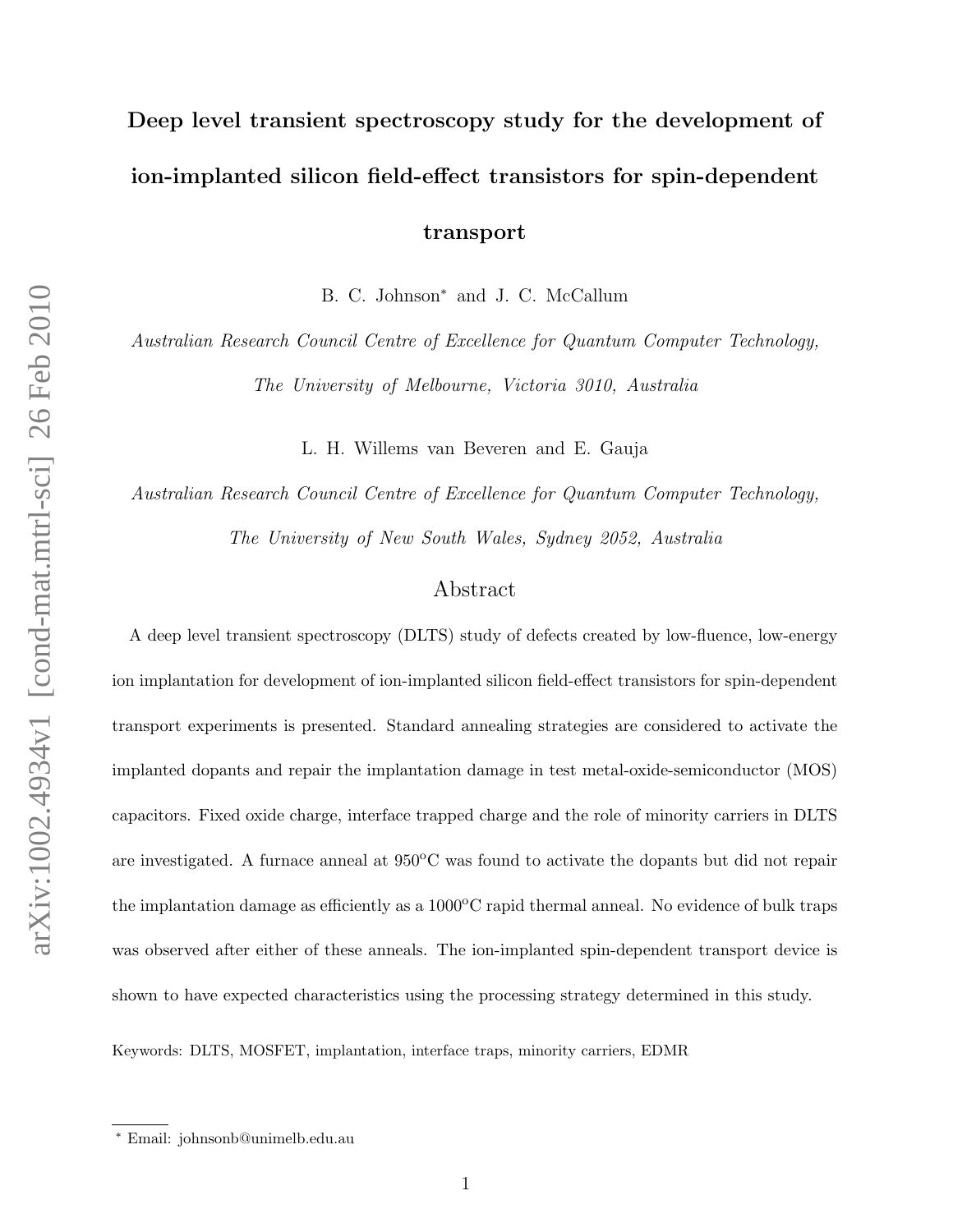# Deep level transient spectroscopy study for the development of ion-implanted silicon field-effect transistors for spin-dependent transport

B. C. Johnson* and J. C. McCallum

*Australian Research Council Centre of Excellence for Quantum Computer Technology, The University of Melbourne, Victoria 3010, Australia*

L. H. Willems van Beveren and E. Gauja

*Australian Research Council Centre of Excellence for Quantum Computer Technology, The University of New South Wales, Sydney 2052, Australia*

## Abstract

A deep level transient spectroscopy (DLTS) study of defects created by low-fluence, low-energy ion implantation for development of ion-implanted silicon field-effect transistors for spin-dependent transport experiments is presented. Standard annealing strategies are considered to activate the implanted dopants and repair the implantation damage in test metal-oxide-semiconductor (MOS) capacitors. Fixed oxide charge, interface trapped charge and the role of minority carriers in DLTS are investigated. A furnace anneal at 950$^o$C was found to activate the dopants but did not repair the implantation damage as efficiently as a 1000$^o$C rapid thermal anneal. No evidence of bulk traps was observed after either of these anneals. The ion-implanted spin-dependent transport device is shown to have expected characteristics using the processing strategy determined in this study.

Keywords: DLTS, MOSFET, implantation, interface traps, minority carriers, EDMR

* Email: johnsonb@unimelb.edu.au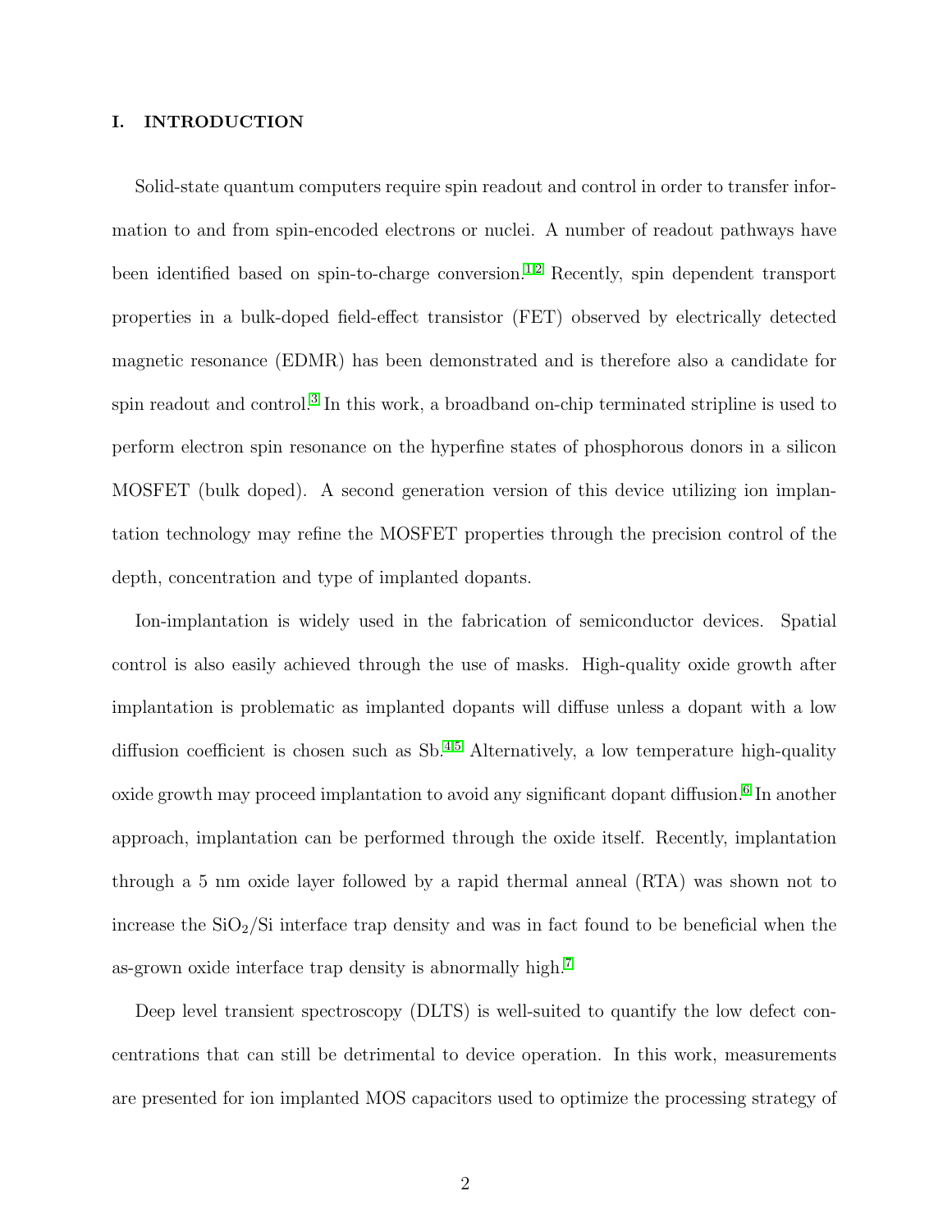## I. INTRODUCTION

Solid-state quantum computers require spin readout and control in order to transfer information to and from spin-encoded electrons or nuclei. A number of readout pathways have been identified based on spin-to-charge conversion.[1,2] Recently, spin dependent transport properties in a bulk-doped field-effect transistor (FET) observed by electrically detected magnetic resonance (EDMR) has been demonstrated and is therefore also a candidate for spin readout and control.[3] In this work, a broadband on-chip terminated stripline is used to perform electron spin resonance on the hyperfine states of phosphorous donors in a silicon MOSFET (bulk doped). A second generation version of this device utilizing ion implantation technology may refine the MOSFET properties through the precision control of the depth, concentration and type of implanted dopants.

Ion-implantation is widely used in the fabrication of semiconductor devices. Spatial control is also easily achieved through the use of masks. High-quality oxide growth after implantation is problematic as implanted dopants will diffuse unless a dopant with a low diffusion coefficient is chosen such as Sb.[4,5] Alternatively, a low temperature high-quality oxide growth may proceed implantation to avoid any significant dopant diffusion.[6] In another approach, implantation can be performed through the oxide itself. Recently, implantation through a 5 nm oxide layer followed by a rapid thermal anneal (RTA) was shown not to increase the $SiO_2$/Si interface trap density and was in fact found to be beneficial when the as-grown oxide interface trap density is abnormally high.[7]

Deep level transient spectroscopy (DLTS) is well-suited to quantify the low defect concentrations that can still be detrimental to device operation. In this work, measurements are presented for ion implanted MOS capacitors used to optimize the processing strategy of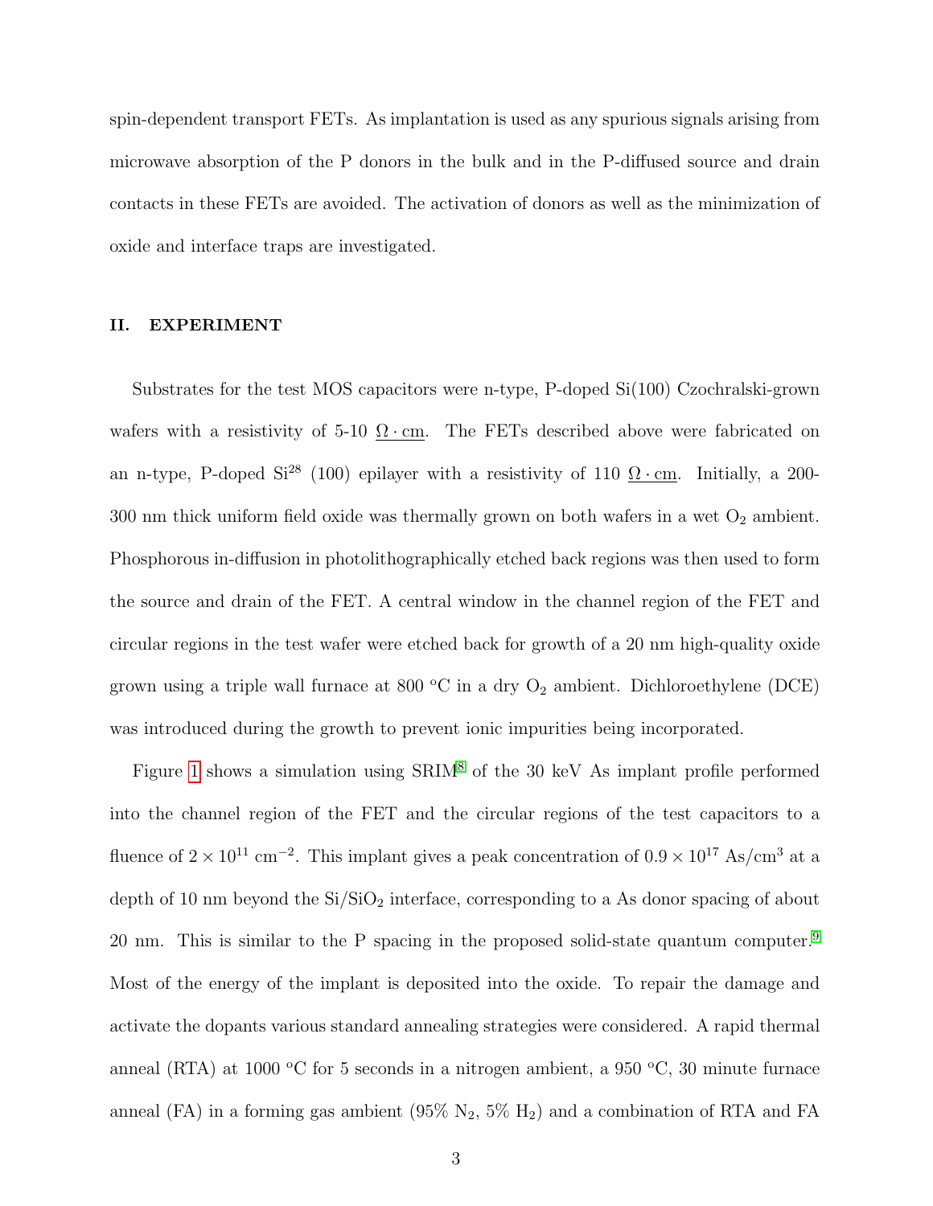spin-dependent transport FETs. As implantation is used as any spurious signals arising from microwave absorption of the P donors in the bulk and in the P-diffused source and drain contacts in these FETs are avoided. The activation of donors as well as the minimization of oxide and interface traps are investigated.

## II. EXPERIMENT

Substrates for the test MOS capacitors were n-type, P-doped Si(100) Czochralski-grown wafers with a resistivity of 5-10 $\underline{\Omega \cdot \mathrm{cm}}$. The FETs described above were fabricated on an n-type, P-doped $Si^{28}$ (100) epilayer with a resistivity of 110 $\underline{\Omega \cdot \mathrm{cm}}$. Initially, a 200-300 nm thick uniform field oxide was thermally grown on both wafers in a wet $O_2$ ambient. Phosphorous in-diffusion in photolithographically etched back regions was then used to form the source and drain of the FET. A central window in the channel region of the FET and circular regions in the test wafer were etched back for growth of a 20 nm high-quality oxide grown using a triple wall furnace at 800 °C in a dry $O_2$ ambient. Dichloroethylene (DCE) was introduced during the growth to prevent ionic impurities being incorporated.

Figure 1 shows a simulation using SRIM[8] of the 30 keV As implant profile performed into the channel region of the FET and the circular regions of the test capacitors to a fluence of $2 \times 10^{11}$ cm$^{-2}$. This implant gives a peak concentration of $0.9 \times 10^{17}$ As/cm$^3$ at a depth of 10 nm beyond the Si/$SiO_2$ interface, corresponding to a As donor spacing of about 20 nm. This is similar to the P spacing in the proposed solid-state quantum computer.[9] Most of the energy of the implant is deposited into the oxide. To repair the damage and activate the dopants various standard annealing strategies were considered. A rapid thermal anneal (RTA) at 1000 °C for 5 seconds in a nitrogen ambient, a 950 °C, 30 minute furnace anneal (FA) in a forming gas ambient (95% $N_2$, 5% $H_2$) and a combination of RTA and FA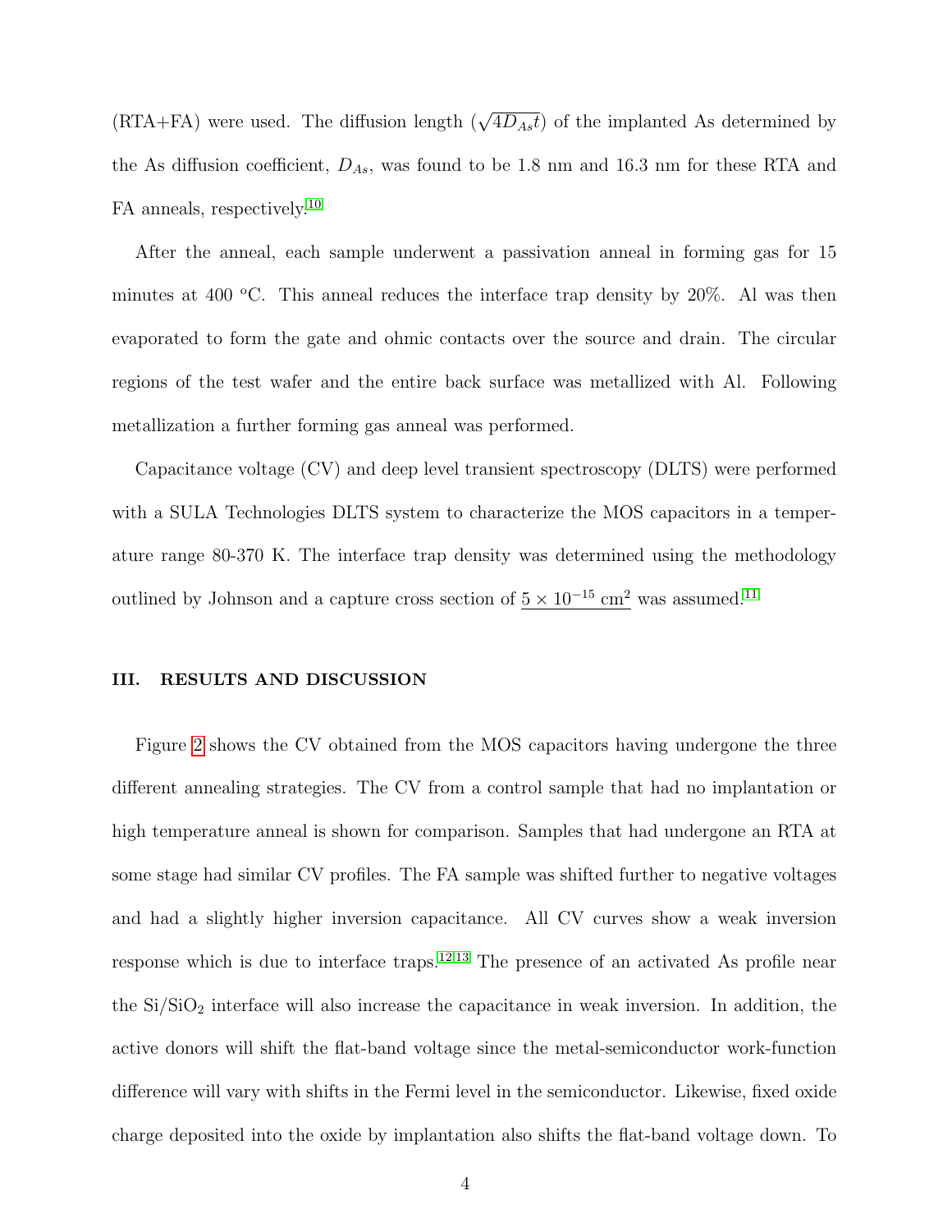(RTA+FA) were used. The diffusion length ($\sqrt{4D_{As}t}$) of the implanted As determined by the As diffusion coefficient, $D_{As}$, was found to be 1.8 nm and 16.3 nm for these RTA and FA anneals, respectively.[10]

After the anneal, each sample underwent a passivation anneal in forming gas for 15 minutes at 400 °C. This anneal reduces the interface trap density by 20%. Al was then evaporated to form the gate and ohmic contacts over the source and drain. The circular regions of the test wafer and the entire back surface was metallized with Al. Following metallization a further forming gas anneal was performed.

Capacitance voltage (CV) and deep level transient spectroscopy (DLTS) were performed with a SULA Technologies DLTS system to characterize the MOS capacitors in a temperature range 80-370 K. The interface trap density was determined using the methodology outlined by Johnson and a capture cross section of $5 \times 10^{-15}$ cm$^2$ was assumed.[11]

## III. RESULTS AND DISCUSSION

Figure 2 shows the CV obtained from the MOS capacitors having undergone the three different annealing strategies. The CV from a control sample that had no implantation or high temperature anneal is shown for comparison. Samples that had undergone an RTA at some stage had similar CV profiles. The FA sample was shifted further to negative voltages and had a slightly higher inversion capacitance. All CV curves show a weak inversion response which is due to interface traps.[12,13] The presence of an activated As profile near the Si/SiO$_2$ interface will also increase the capacitance in weak inversion. In addition, the active donors will shift the flat-band voltage since the metal-semiconductor work-function difference will vary with shifts in the Fermi level in the semiconductor. Likewise, fixed oxide charge deposited into the oxide by implantation also shifts the flat-band voltage down. To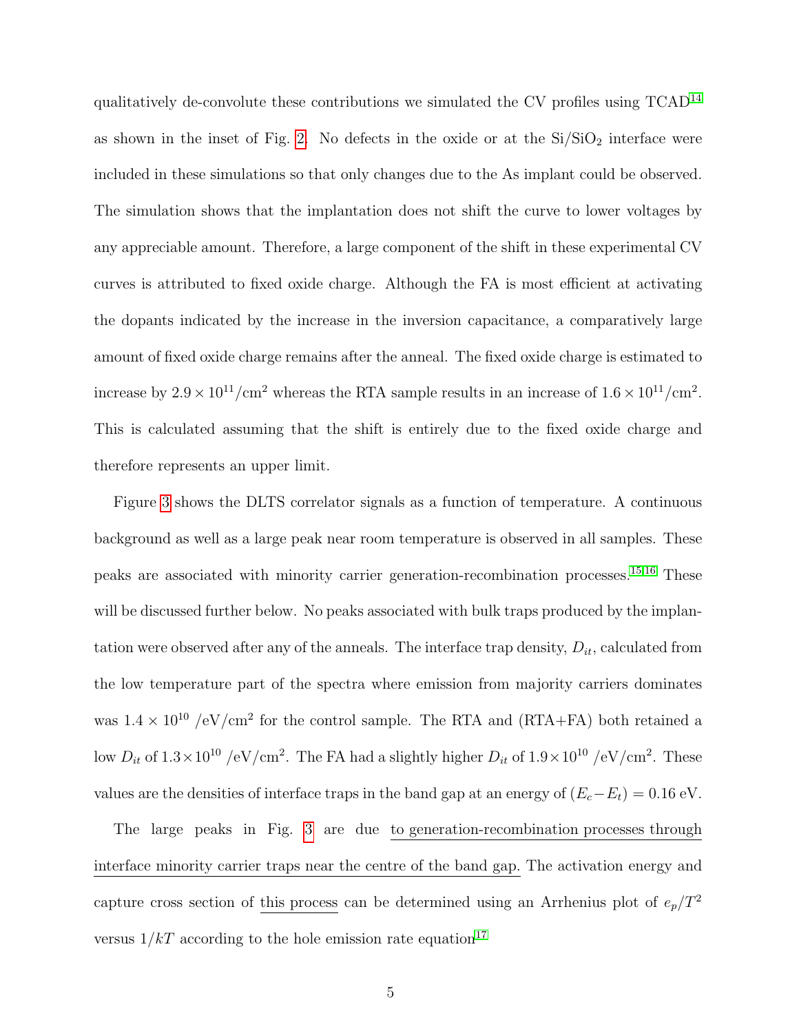qualitatively de-convolute these contributions we simulated the CV profiles using TCAD[14] as shown in the inset of Fig. 2. No defects in the oxide or at the $Si/SiO_2$ interface were included in these simulations so that only changes due to the As implant could be observed. The simulation shows that the implantation does not shift the curve to lower voltages by any appreciable amount. Therefore, a large component of the shift in these experimental CV curves is attributed to fixed oxide charge. Although the FA is most efficient at activating the dopants indicated by the increase in the inversion capacitance, a comparatively large amount of fixed oxide charge remains after the anneal. The fixed oxide charge is estimated to increase by $2.9 \times 10^{11}/\text{cm}^2$ whereas the RTA sample results in an increase of $1.6 \times 10^{11}/\text{cm}^2$. This is calculated assuming that the shift is entirely due to the fixed oxide charge and therefore represents an upper limit.

Figure 3 shows the DLTS correlator signals as a function of temperature. A continuous background as well as a large peak near room temperature is observed in all samples. These peaks are associated with minority carrier generation-recombination processes.[15,16] These will be discussed further below. No peaks associated with bulk traps produced by the implantation were observed after any of the anneals. The interface trap density, $D_{it}$, calculated from the low temperature part of the spectra where emission from majority carriers dominates was $1.4 \times 10^{10}$ /eV/cm$^2$ for the control sample. The RTA and (RTA+FA) both retained a low $D_{it}$ of $1.3 \times 10^{10}$ /eV/cm$^2$. The FA had a slightly higher $D_{it}$ of $1.9 \times 10^{10}$ /eV/cm$^2$. These values are the densities of interface traps in the band gap at an energy of $(E_c - E_t) = 0.16$ eV.

The large peaks in Fig. 3 are due to generation-recombination processes through interface minority carrier traps near the centre of the band gap. The activation energy and capture cross section of this process can be determined using an Arrhenius plot of $e_p/T^2$ versus $1/kT$ according to the hole emission rate equation[17]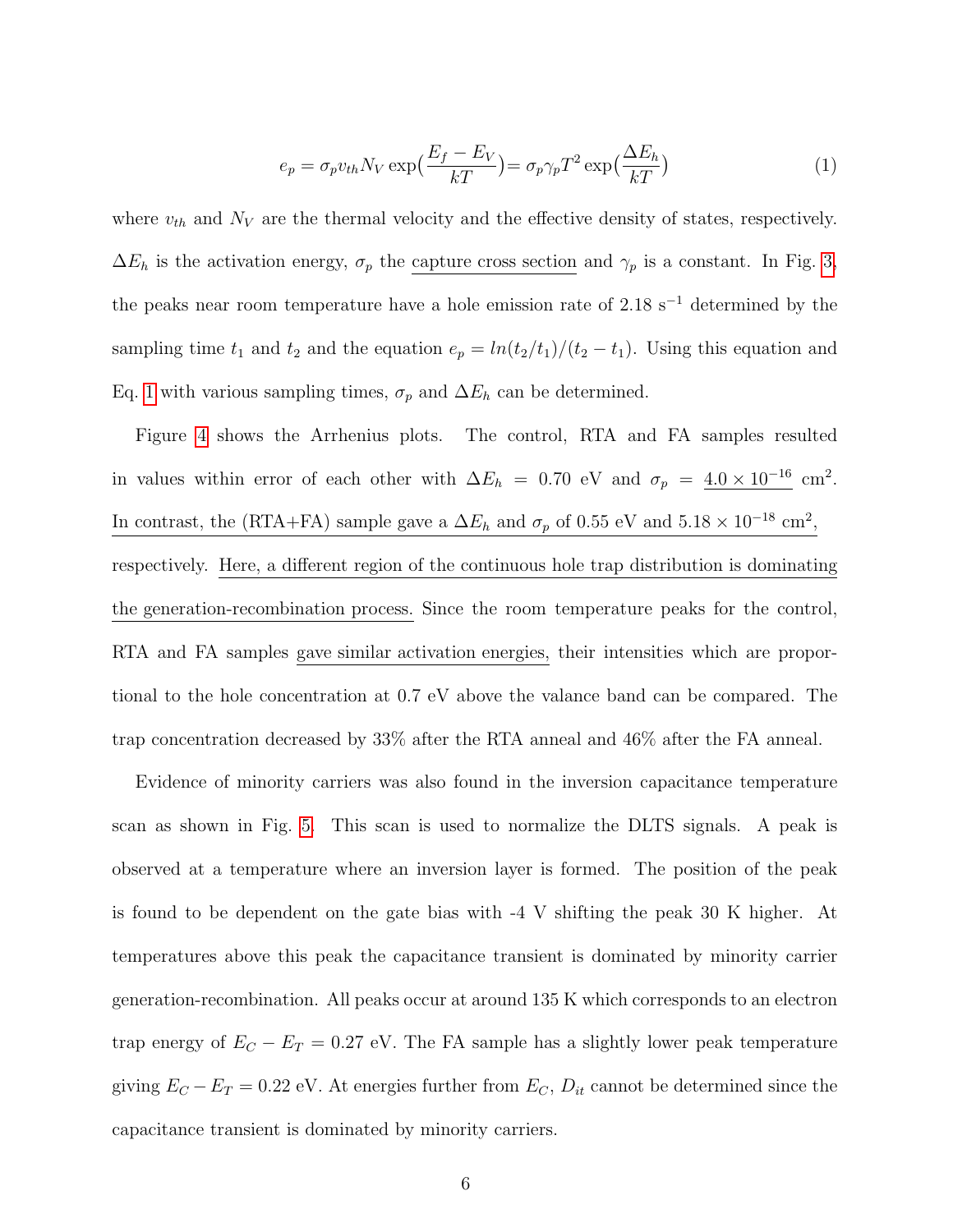$$e_p = \sigma_p v_{th} N_V \exp\left(\frac{E_f - E_V}{kT}\right) = \sigma_p \gamma_p T^2 \exp\left(\frac{\Delta E_h}{kT}\right) \tag{1}$$

where $v_{th}$ and $N_V$ are the thermal velocity and the effective density of states, respectively. $\Delta E_h$ is the activation energy, $\sigma_p$ the capture cross section and $\gamma_p$ is a constant. In Fig. 3, the peaks near room temperature have a hole emission rate of 2.18 $s^{-1}$ determined by the sampling time $t_1$ and $t_2$ and the equation $e_p = ln(t_2/t_1)/(t_2 - t_1)$. Using this equation and Eq. 1 with various sampling times, $\sigma_p$ and $\Delta E_h$ can be determined.

Figure 4 shows the Arrhenius plots. The control, RTA and FA samples resulted in values within error of each other with $\Delta E_h$ = 0.70 eV and $\sigma_p$ = $4.0 \times 10^{-16}$ cm$^2$. In contrast, the (RTA+FA) sample gave a $\Delta E_h$ and $\sigma_p$ of 0.55 eV and $5.18 \times 10^{-18}$ cm$^2$, respectively. Here, a different region of the continuous hole trap distribution is dominating the generation-recombination process. Since the room temperature peaks for the control, RTA and FA samples gave similar activation energies, their intensities which are proportional to the hole concentration at 0.7 eV above the valance band can be compared. The trap concentration decreased by 33% after the RTA anneal and 46% after the FA anneal.

Evidence of minority carriers was also found in the inversion capacitance temperature scan as shown in Fig. 5. This scan is used to normalize the DLTS signals. A peak is observed at a temperature where an inversion layer is formed. The position of the peak is found to be dependent on the gate bias with -4 V shifting the peak 30 K higher. At temperatures above this peak the capacitance transient is dominated by minority carrier generation-recombination. All peaks occur at around 135 K which corresponds to an electron trap energy of $E_C - E_T = 0.27$ eV. The FA sample has a slightly lower peak temperature giving $E_C - E_T = 0.22$ eV. At energies further from $E_C$, $D_{it}$ cannot be determined since the capacitance transient is dominated by minority carriers.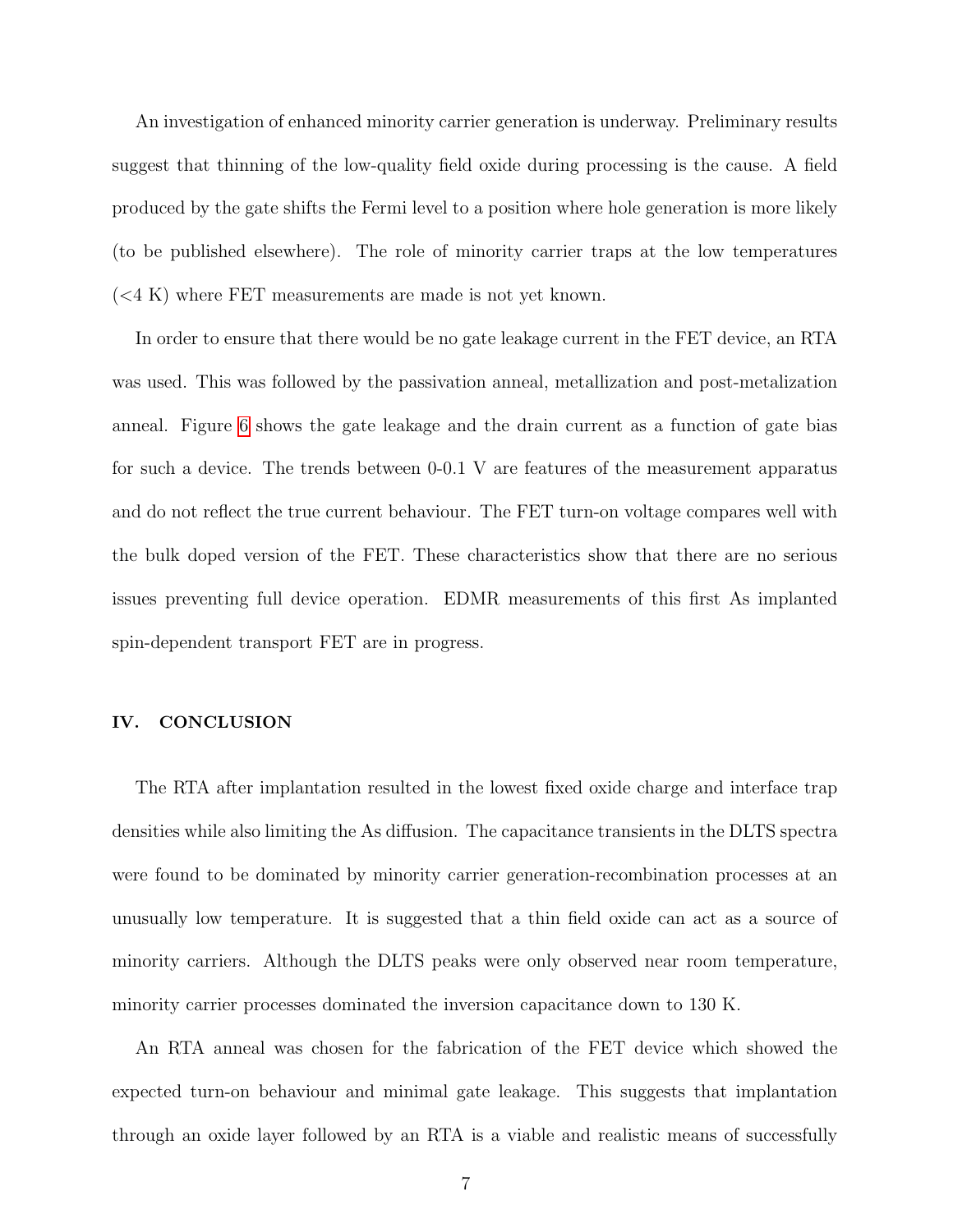An investigation of enhanced minority carrier generation is underway. Preliminary results suggest that thinning of the low-quality field oxide during processing is the cause. A field produced by the gate shifts the Fermi level to a position where hole generation is more likely (to be published elsewhere). The role of minority carrier traps at the low temperatures (<4 K) where FET measurements are made is not yet known.

In order to ensure that there would be no gate leakage current in the FET device, an RTA was used. This was followed by the passivation anneal, metallization and post-metalization anneal. Figure 6 shows the gate leakage and the drain current as a function of gate bias for such a device. The trends between 0-0.1 V are features of the measurement apparatus and do not reflect the true current behaviour. The FET turn-on voltage compares well with the bulk doped version of the FET. These characteristics show that there are no serious issues preventing full device operation. EDMR measurements of this first As implanted spin-dependent transport FET are in progress.

## IV. CONCLUSION

The RTA after implantation resulted in the lowest fixed oxide charge and interface trap densities while also limiting the As diffusion. The capacitance transients in the DLTS spectra were found to be dominated by minority carrier generation-recombination processes at an unusually low temperature. It is suggested that a thin field oxide can act as a source of minority carriers. Although the DLTS peaks were only observed near room temperature, minority carrier processes dominated the inversion capacitance down to 130 K.

An RTA anneal was chosen for the fabrication of the FET device which showed the expected turn-on behaviour and minimal gate leakage. This suggests that implantation through an oxide layer followed by an RTA is a viable and realistic means of successfully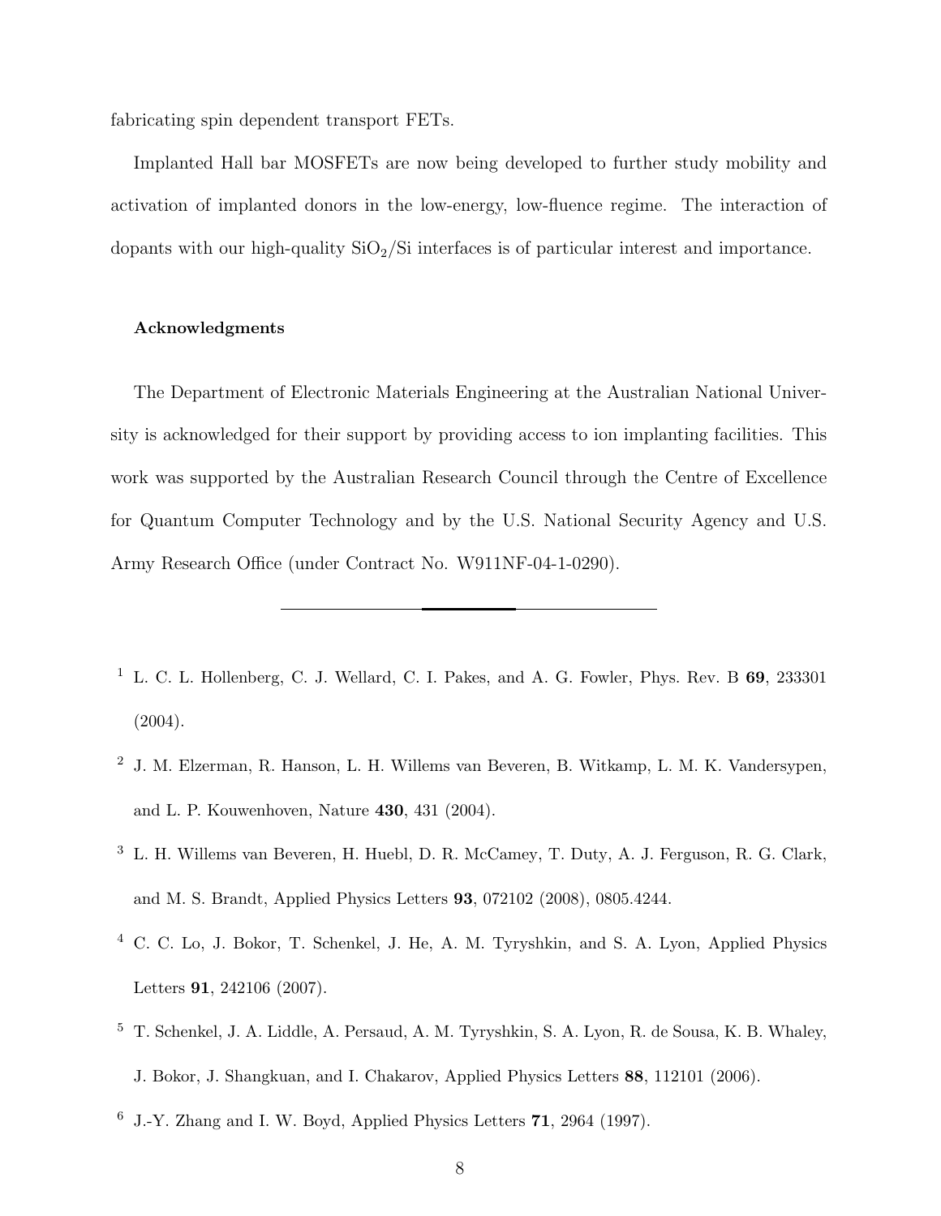fabricating spin dependent transport FETs.

Implanted Hall bar MOSFETs are now being developed to further study mobility and activation of implanted donors in the low-energy, low-fluence regime. The interaction of dopants with our high-quality $SiO_2$/Si interfaces is of particular interest and importance.

### Acknowledgments

The Department of Electronic Materials Engineering at the Australian National University is acknowledged for their support by providing access to ion implanting facilities. This work was supported by the Australian Research Council through the Centre of Excellence for Quantum Computer Technology and by the U.S. National Security Agency and U.S. Army Research Office (under Contract No. W911NF-04-1-0290).

---

[1] L. C. L. Hollenberg, C. J. Wellard, C. I. Pakes, and A. G. Fowler, Phys. Rev. B **69**, 233301 (2004).

[2] J. M. Elzerman, R. Hanson, L. H. Willems van Beveren, B. Witkamp, L. M. K. Vandersypen, and L. P. Kouwenhoven, Nature **430**, 431 (2004).

[3] L. H. Willems van Beveren, H. Huebl, D. R. McCamey, T. Duty, A. J. Ferguson, R. G. Clark, and M. S. Brandt, Applied Physics Letters **93**, 072102 (2008), 0805.4244.

[4] C. C. Lo, J. Bokor, T. Schenkel, J. He, A. M. Tyryshkin, and S. A. Lyon, Applied Physics Letters **91**, 242106 (2007).

[5] T. Schenkel, J. A. Liddle, A. Persaud, A. M. Tyryshkin, S. A. Lyon, R. de Sousa, K. B. Whaley, J. Bokor, J. Shangkuan, and I. Chakarov, Applied Physics Letters **88**, 112101 (2006).

[6] J.-Y. Zhang and I. W. Boyd, Applied Physics Letters **71**, 2964 (1997).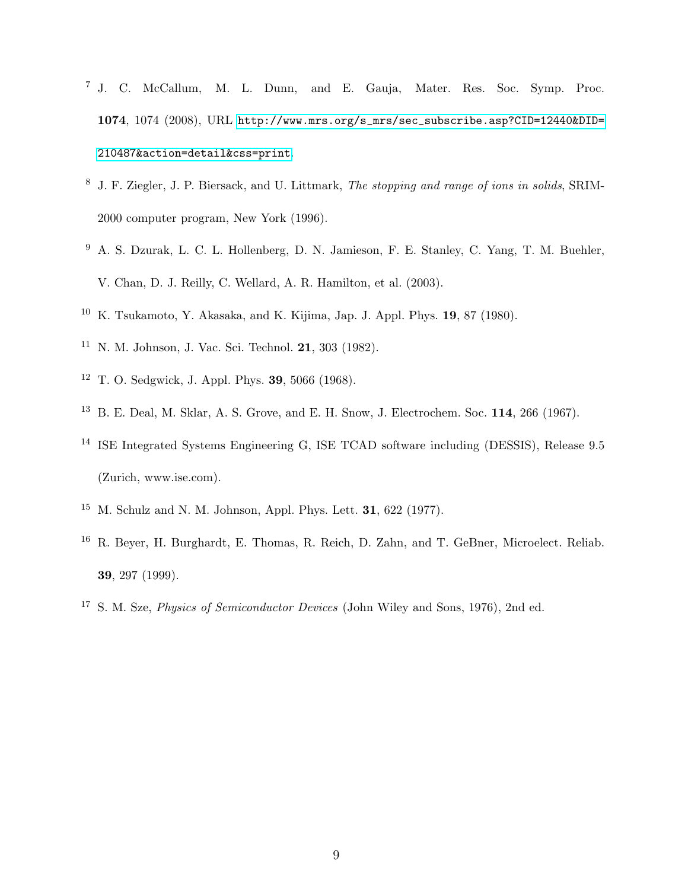[7] J. C. McCallum, M. L. Dunn, and E. Gauja, Mater. Res. Soc. Symp. Proc. **1074**, 1074 (2008), URL http://www.mrs.org/s_mrs/sec_subscribe.asp?CID=12440&DID=210487&action=detail&css=print.

[8] J. F. Ziegler, J. P. Biersack, and U. Littmark, *The stopping and range of ions in solids*, SRIM-2000 computer program, New York (1996).

[9] A. S. Dzurak, L. C. L. Hollenberg, D. N. Jamieson, F. E. Stanley, C. Yang, T. M. Buehler, V. Chan, D. J. Reilly, C. Wellard, A. R. Hamilton, et al. (2003).

[10] K. Tsukamoto, Y. Akasaka, and K. Kijima, Jap. J. Appl. Phys. **19**, 87 (1980).

[11] N. M. Johnson, J. Vac. Sci. Technol. **21**, 303 (1982).

[12] T. O. Sedgwick, J. Appl. Phys. **39**, 5066 (1968).

[13] B. E. Deal, M. Sklar, A. S. Grove, and E. H. Snow, J. Electrochem. Soc. **114**, 266 (1967).

[14] ISE Integrated Systems Engineering G, ISE TCAD software including (DESSIS), Release 9.5 (Zurich, www.ise.com).

[15] M. Schulz and N. M. Johnson, Appl. Phys. Lett. **31**, 622 (1977).

[16] R. Beyer, H. Burghardt, E. Thomas, R. Reich, D. Zahn, and T. GeBner, Microelect. Reliab. **39**, 297 (1999).

[17] S. M. Sze, *Physics of Semiconductor Devices* (John Wiley and Sons, 1976), 2nd ed.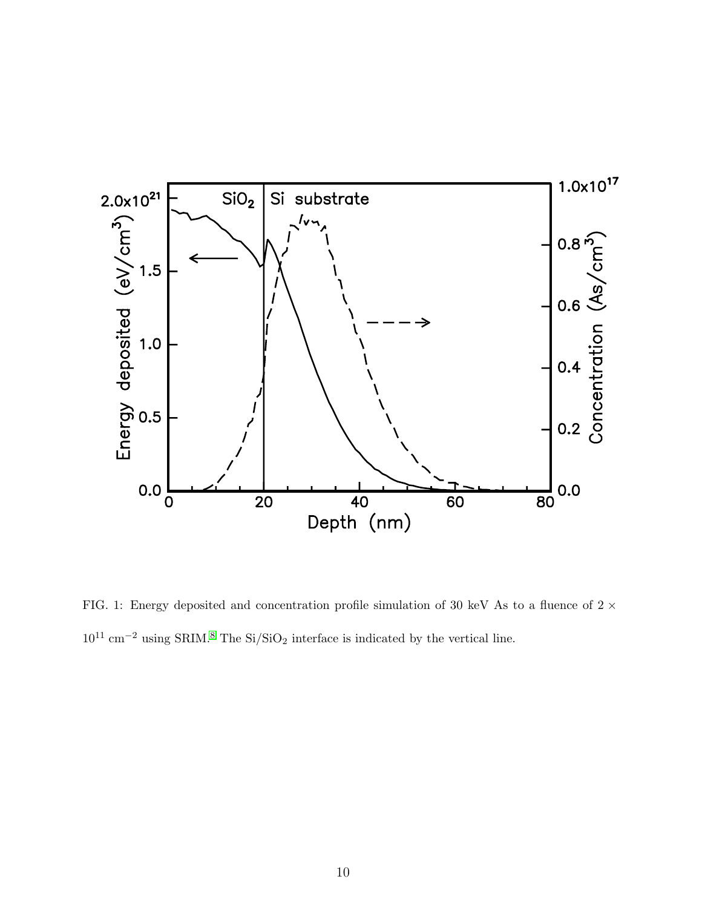FIG. 1: Energy deposited and concentration profile simulation of 30 keV As to a fluence of $2 \times 10^{11}$ cm$^{-2}$ using SRIM.[8] The Si/$SiO_2$ interface is indicated by the vertical line.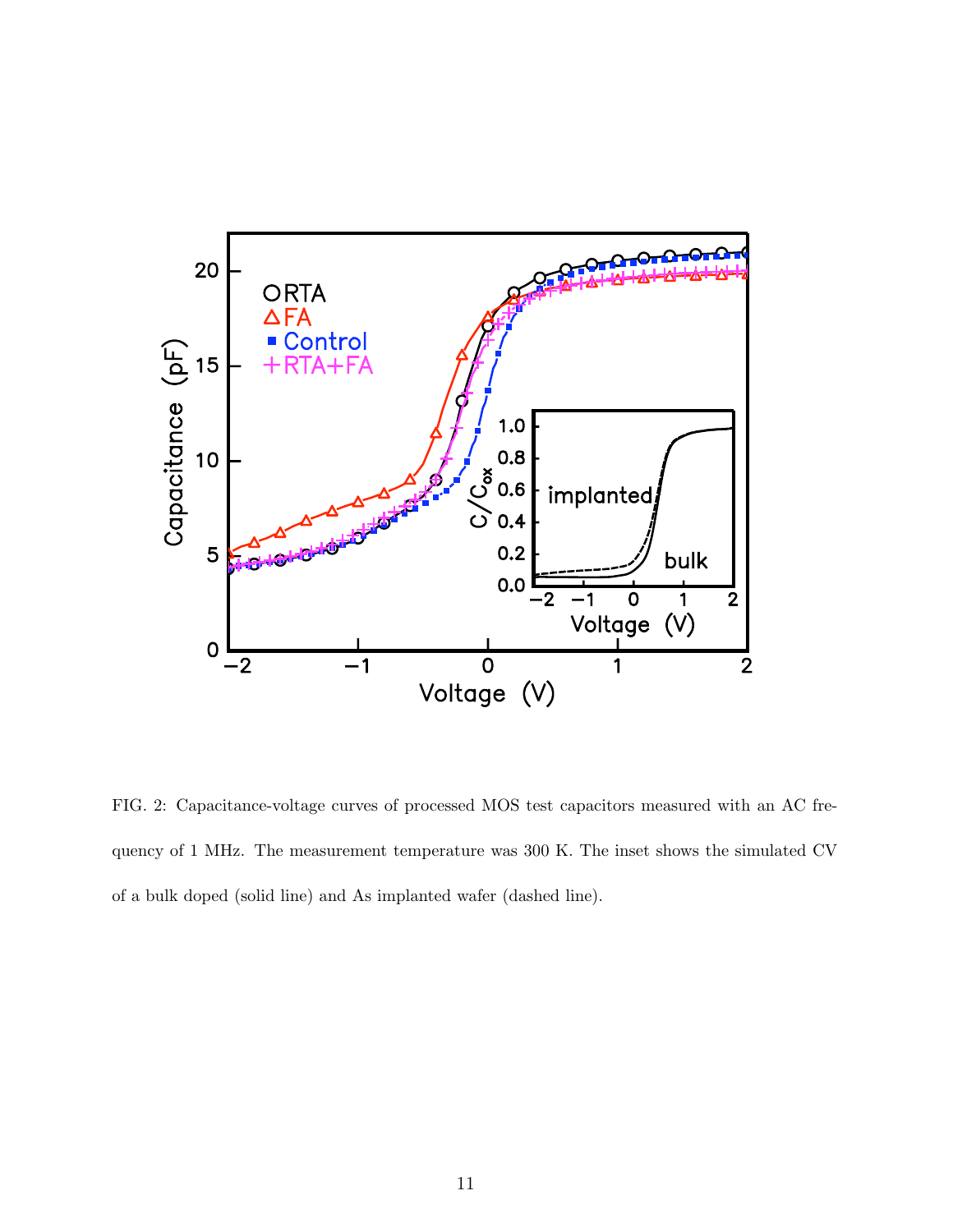FIG. 2: Capacitance-voltage curves of processed MOS test capacitors measured with an AC frequency of 1 MHz. The measurement temperature was 300 K. The inset shows the simulated CV of a bulk doped (solid line) and As implanted wafer (dashed line).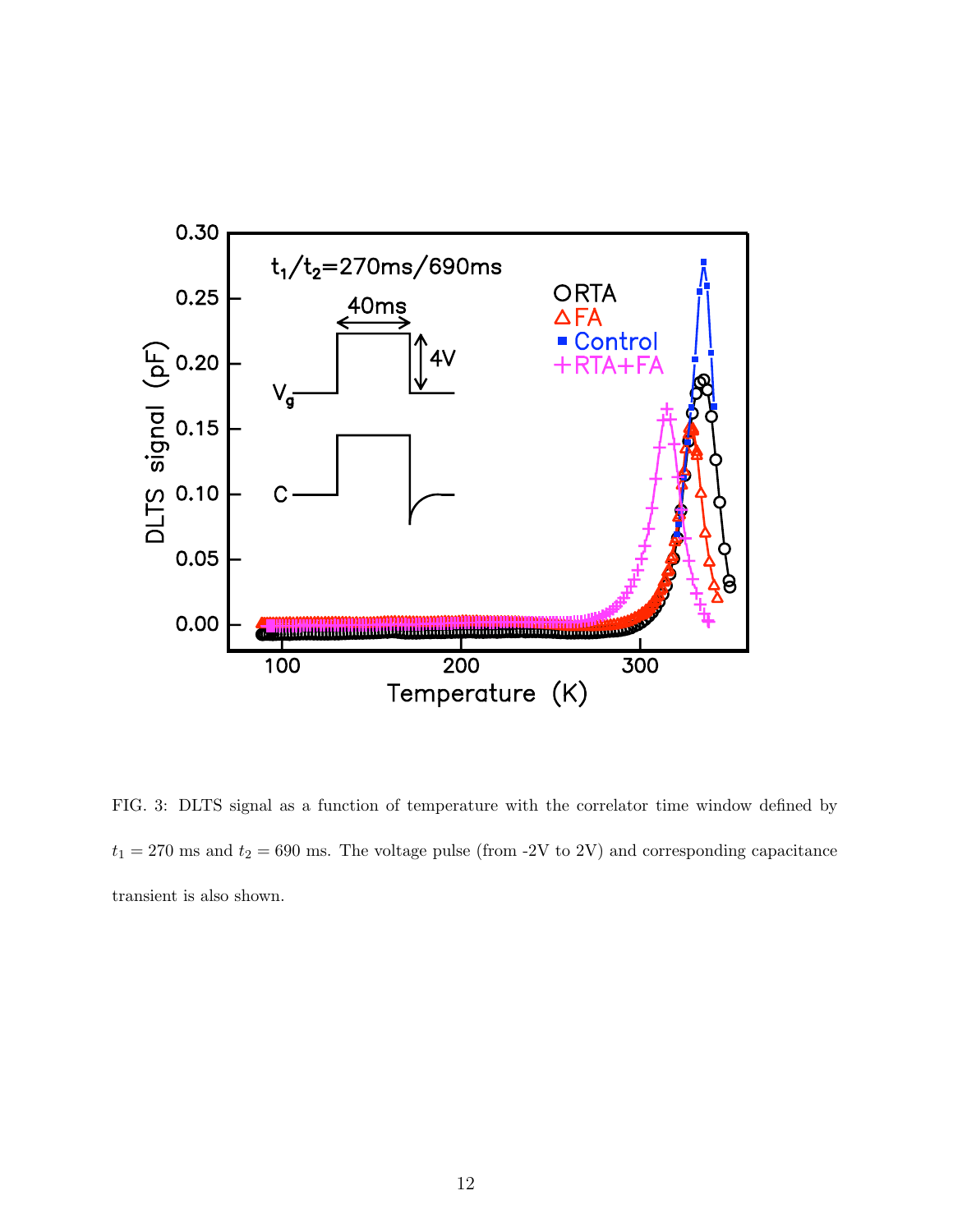FIG. 3: DLTS signal as a function of temperature with the correlator time window defined by $t_1 = 270$ ms and $t_2 = 690$ ms. The voltage pulse (from -2V to 2V) and corresponding capacitance transient is also shown.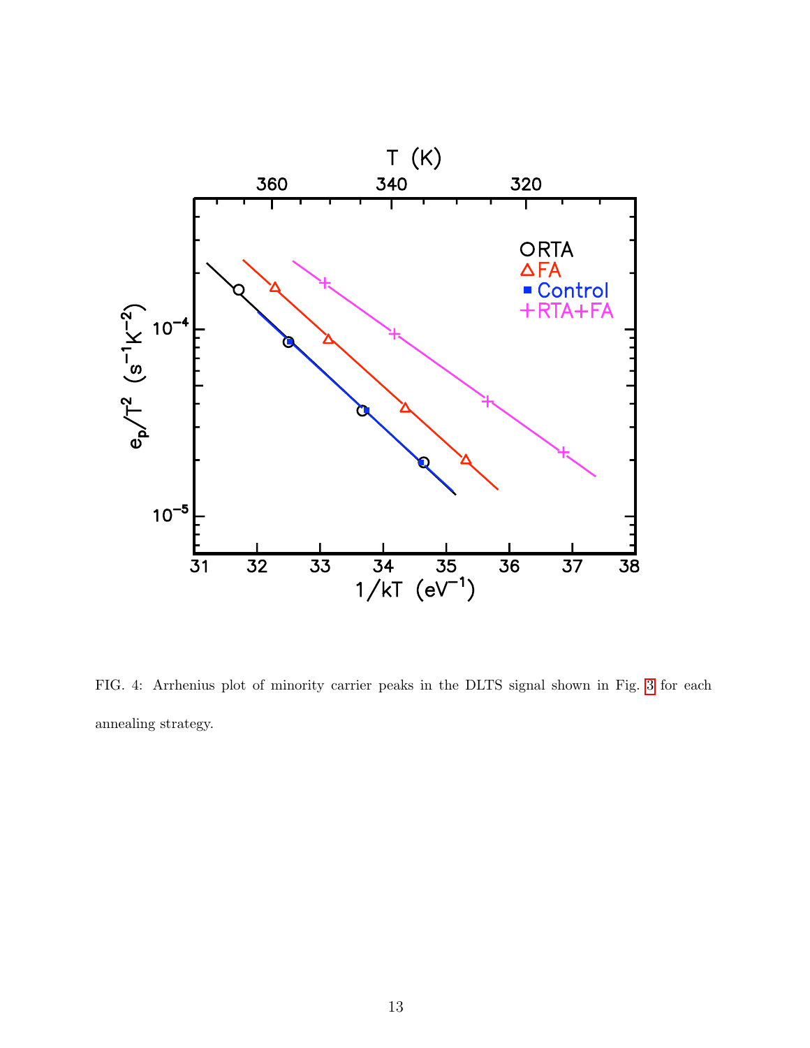FIG. 4: Arrhenius plot of minority carrier peaks in the DLTS signal shown in Fig. 3 for each annealing strategy.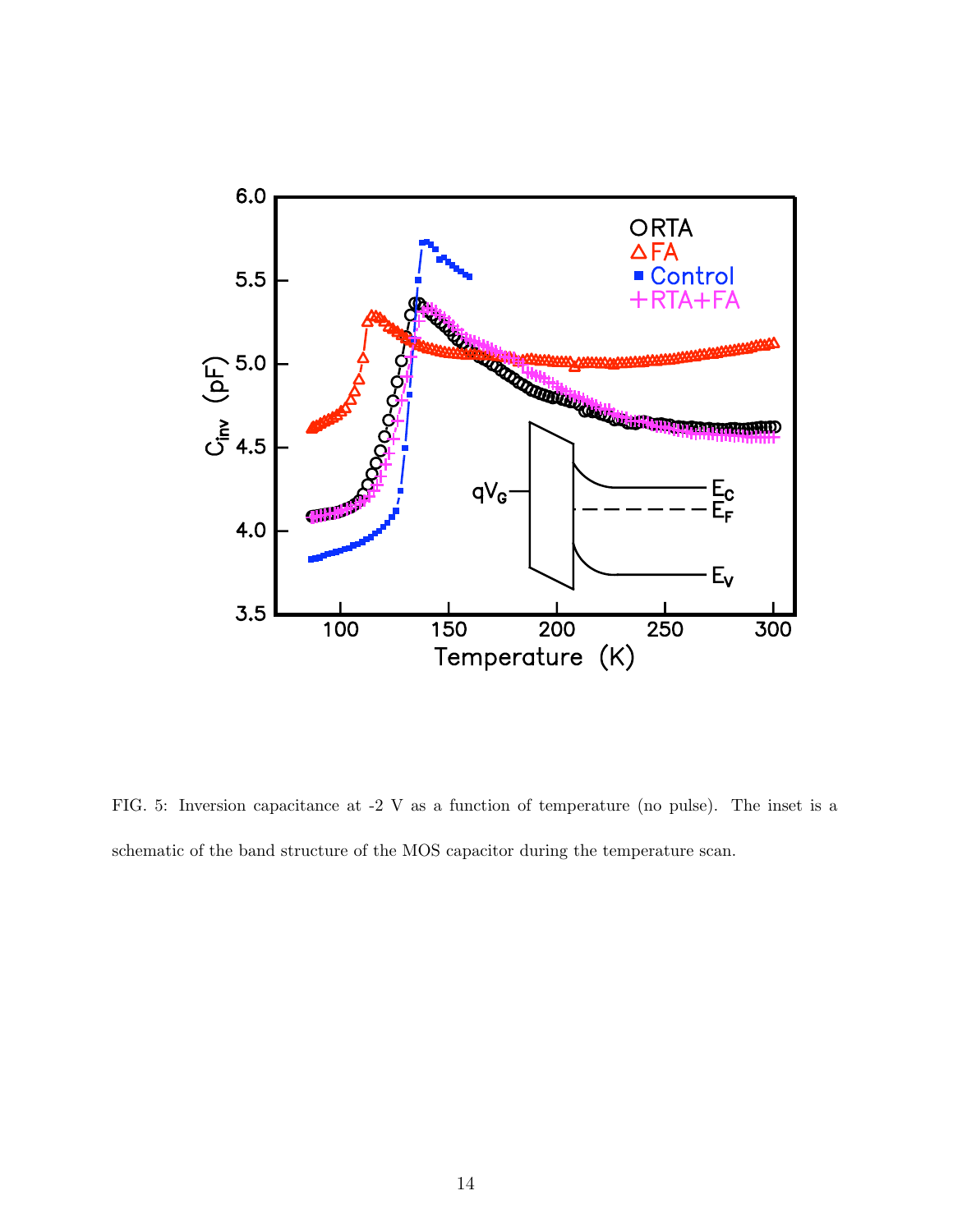FIG. 5: Inversion capacitance at -2 V as a function of temperature (no pulse). The inset is a schematic of the band structure of the MOS capacitor during the temperature scan.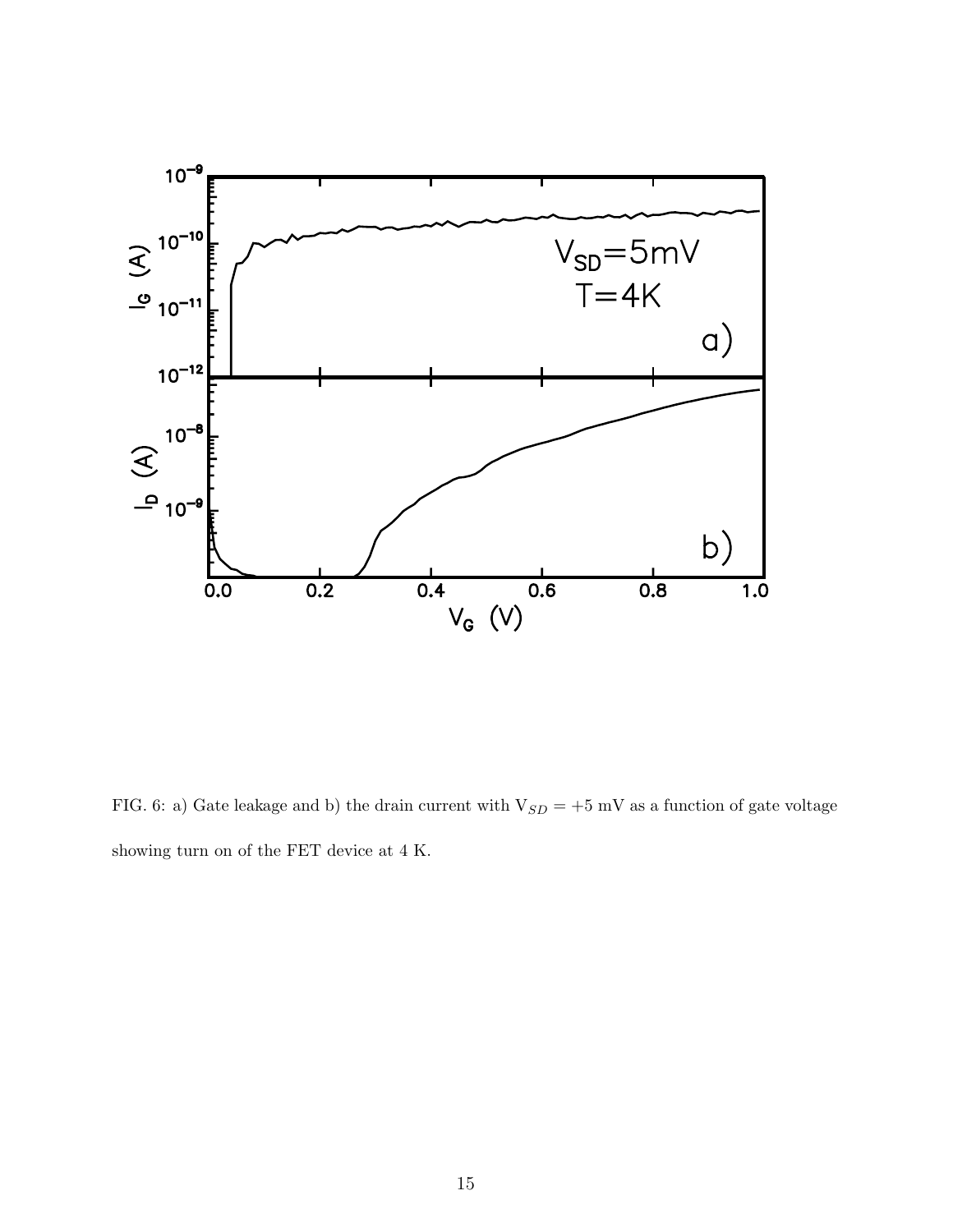$10^{-9}$

$10^{-10}$

$10^{-11}$

$10^{-12}$

$I_G$ (A)

$V_{SD}$=5mV

T=4K

a)

$10^{-8}$

$10^{-9}$

$I_D$ (A)

b)

0.0 0.2 0.4 0.6 0.8 1.0

$V_G$ (V)

FIG. 6: a) Gate leakage and b) the drain current with $V_{SD} = +5$ mV as a function of gate voltage showing turn on of the FET device at 4 K.